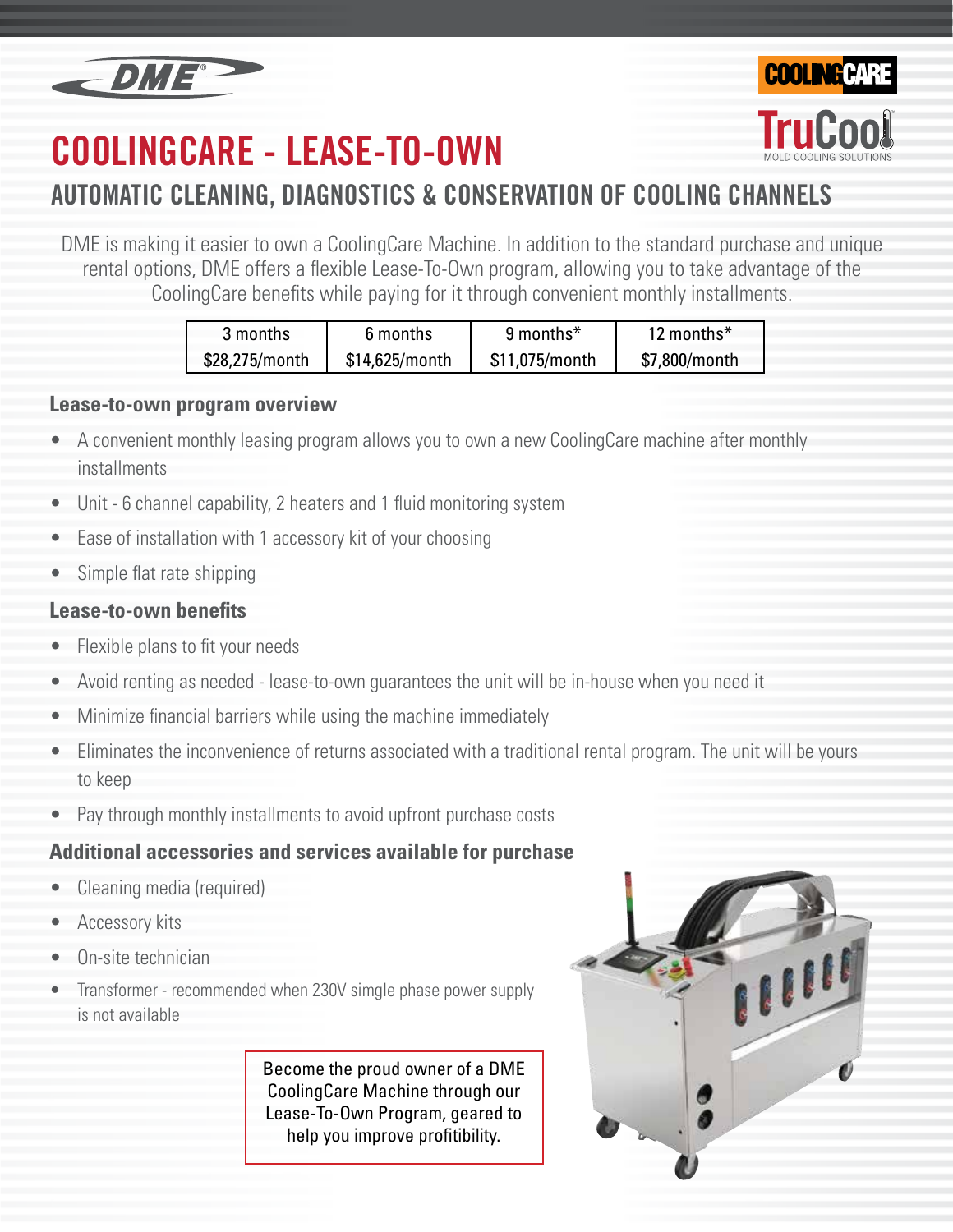# COOLINGCARE - LEASE-TO-OWN

## AUTOMATIC CLEANING, DIAGNOSTICS & CONSERVATION OF COOLING CHANNELS

DME is making it easier to own a CoolingCare Machine. In addition to the standard purchase and unique rental options, DME offers a flexible Lease-To-Own program, allowing you to take advantage of the CoolingCare benefits while paying for it through convenient monthly installments.

| 3 months | 6 months | 9 months* | 12 months* |
|---|---|---|---|
| $28,275/month | $14,625/month | $11,075/month | $7,800/month |

### Lease-to-own program overview

- A convenient monthly leasing program allows you to own a new CoolingCare machine after monthly installments
- Unit - 6 channel capability, 2 heaters and 1 fluid monitoring system
- Ease of installation with 1 accessory kit of your choosing
- Simple flat rate shipping

### Lease-to-own benefits

- Flexible plans to fit your needs
- Avoid renting as needed - lease-to-own guarantees the unit will be in-house when you need it
- Minimize financial barriers while using the machine immediately
- Eliminates the inconvenience of returns associated with a traditional rental program. The unit will be yours to keep
- Pay through monthly installments to avoid upfront purchase costs

### Additional accessories and services available for purchase

- Cleaning media (required)
- Accessory kits
- On-site technician
- Transformer - recommended when 230V simgle phase power supply is not available

Become the proud owner of a DME CoolingCare Machine through our Lease-To-Own Program, geared to help you improve profitibility.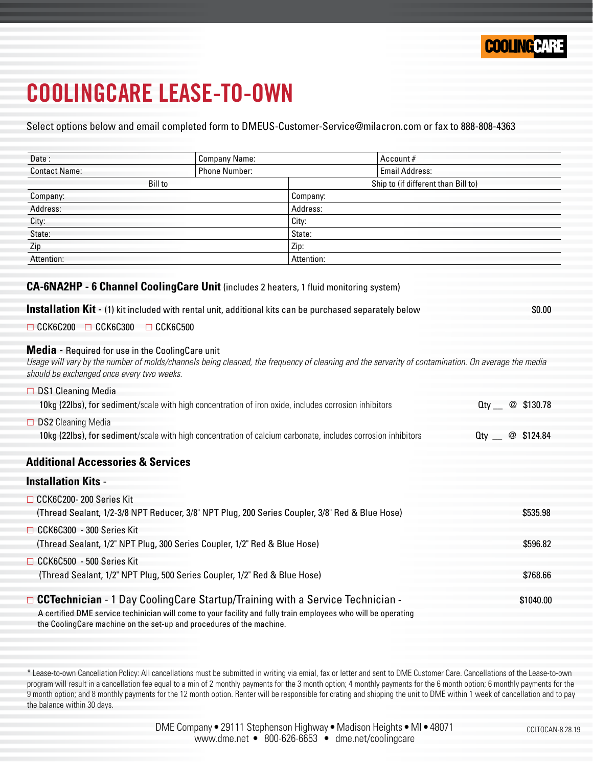COOLINGCARE

# COOLINGCARE LEASE-TO-OWN

Select options below and email completed form to DMEUS-Customer-Service@milacron.com or fax to 888-808-4363

| | | |
|---|---|---|
| Date : | Company Name: | Account # |
| Contact Name: | Phone Number: | Email Address: |

| Bill to | Ship to (if different than Bill to) |
|---|---|
| Company: | Company: |
| Address: | Address: |
| City: | City: |
| State: | State: |
| Zip | Zip: |
| Attention: | Attention: |

## CA-6NA2HP - 6 Channel CoolingCare Unit (includes 2 heaters, 1 fluid monitoring system)

**Installation Kit** - (1) kit included with rental unit, additional kits can be purchased separately below $0.00

☐ CCK6C200 ☐ CCK6C300 ☐ CCK6C500

**Media** - Required for use in the CoolingCare unit

*Usage will vary by the number of molds/channels being cleaned, the frequency of cleaning and the servarity of contamination. On average the media should be exchanged once every two weeks.*

☐ DS1 Cleaning Media
10kg (22lbs), for sediment/scale with high concentration of iron oxide, includes corrosion inhibitors Qty __ @ $130.78

☐ DS2 Cleaning Media
10kg (22lbs), for sediment/scale with high concentration of calcium carbonate, includes corrosion inhibitors Qty __ @ $124.84

## Additional Accessories & Services

### Installation Kits -

☐ CCK6C200- 200 Series Kit
(Thread Sealant, 1/2-3/8 NPT Reducer, 3/8" NPT Plug, 200 Series Coupler, 3/8" Red & Blue Hose) $535.98

☐ CCK6C300 - 300 Series Kit
(Thread Sealant, 1/2" NPT Plug, 300 Series Coupler, 1/2" Red & Blue Hose) $596.82

☐ CCK6C500 - 500 Series Kit
(Thread Sealant, 1/2" NPT Plug, 500 Series Coupler, 1/2" Red & Blue Hose) $768.66

☐ **CCTechnician** - 1 Day CoolingCare Startup/Training with a Service Technician - $1040.00
A certified DME service techinician will come to your facility and fully train employees who will be operating the CoolingCare machine on the set-up and procedures of the machine.

* Lease-to-own Cancellation Policy: All cancellations must be submitted in writing via emial, fax or letter and sent to DME Customer Care. Cancellations of the Lease-to-own program will result in a cancellation fee equal to a min of 2 monthly payments for the 3 month option; 4 monthly payments for the 6 month option; 6 monthly payments for the 9 month option; and 8 monthly payments for the 12 month option. Renter will be responsible for crating and shipping the unit to DME within 1 week of cancellation and to pay the balance within 30 days.

DME Company • 29111 Stephenson Highway • Madison Heights • MI • 48071
www.dme.net • 800-626-6653 • dme.net/coolingcare

CCLTOCAN-8.28.19